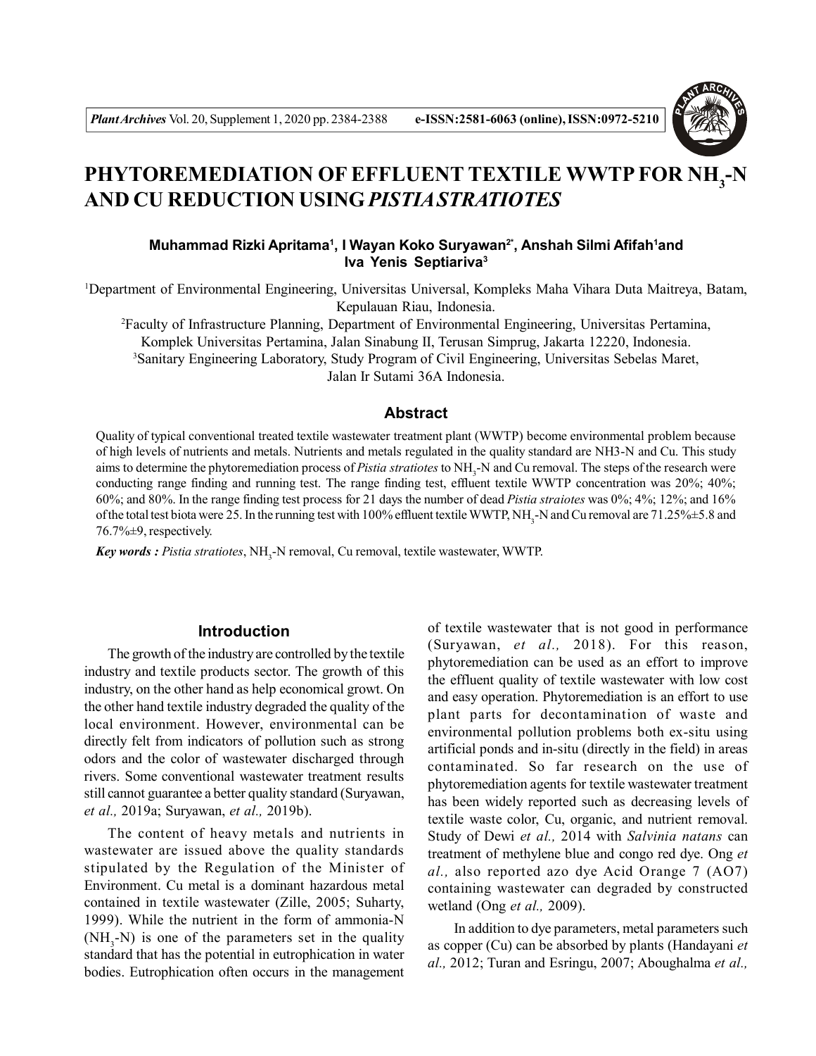# PHYTOREMEDIATION OF EFFLUENT TEXTILE WWTP FOR $NH_3$-N AND CU REDUCTION USING *PISTIA STRATIOTES*

**Muhammad Rizki Apritama[1], I Wayan Koko Suryawan[2*], Anshah Silmi Afifah[1] and Iva Yenis Septiariva[3]**

[1]Department of Environmental Engineering, Universitas Universal, Kompleks Maha Vihara Duta Maitreya, Batam, Kepulauan Riau, Indonesia.

[2]Faculty of Infrastructure Planning, Department of Environmental Engineering, Universitas Pertamina, Komplek Universitas Pertamina, Jalan Sinabung II, Terusan Simprug, Jakarta 12220, Indonesia.

[3]Sanitary Engineering Laboratory, Study Program of Civil Engineering, Universitas Sebelas Maret, Jalan Ir Sutami 36A Indonesia.

## Abstract

Quality of typical conventional treated textile wastewater treatment plant (WWTP) become environmental problem because of high levels of nutrients and metals. Nutrients and metals regulated in the quality standard are NH3-N and Cu. This study aims to determine the phytoremediation process of *Pistia stratiotes* to $NH_3$-N and Cu removal. The steps of the research were conducting range finding and running test. The range finding test, effluent textile WWTP concentration was 20%; 40%; 60%; and 80%. In the range finding test process for 21 days the number of dead *Pistia straiotes* was 0%; 4%; 12%; and 16% of the total test biota were 25. In the running test with 100% effluent textile WWTP, $NH_3$-N and Cu removal are 71.25%±5.8 and 76.7%±9, respectively.

***Key words :*** *Pistia stratiotes*, $NH_3$-N removal, Cu removal, textile wastewater, WWTP.

## Introduction

The growth of the industry are controlled by the textile industry and textile products sector. The growth of this industry, on the other hand as help economical growt. On the other hand textile industry degraded the quality of the local environment. However, environmental can be directly felt from indicators of pollution such as strong odors and the color of wastewater discharged through rivers. Some conventional wastewater treatment results still cannot guarantee a better quality standard (Suryawan, *et al.,* 2019a; Suryawan, *et al.,* 2019b).

The content of heavy metals and nutrients in wastewater are issued above the quality standards stipulated by the Regulation of the Minister of Environment. Cu metal is a dominant hazardous metal contained in textile wastewater (Zille, 2005; Suharty, 1999). While the nutrient in the form of ammonia-N ($NH_3$-N) is one of the parameters set in the quality standard that has the potential in eutrophication in water bodies. Eutrophication often occurs in the management of textile wastewater that is not good in performance (Suryawan, *et al.,* 2018). For this reason, phytoremediation can be used as an effort to improve the effluent quality of textile wastewater with low cost and easy operation. Phytoremediation is an effort to use plant parts for decontamination of waste and environmental pollution problems both ex-situ using artificial ponds and in-situ (directly in the field) in areas contaminated. So far research on the use of phytoremediation agents for textile wastewater treatment has been widely reported such as decreasing levels of textile waste color, Cu, organic, and nutrient removal. Study of Dewi *et al.,* 2014 with *Salvinia natans* can treatment of methylene blue and congo red dye. Ong *et al.,* also reported azo dye Acid Orange 7 (AO7) containing wastewater can degraded by constructed wetland (Ong *et al.,* 2009).

In addition to dye parameters, metal parameters such as copper (Cu) can be absorbed by plants (Handayani *et al.,* 2012; Turan and Esringu, 2007; Aboughalma *et al.,*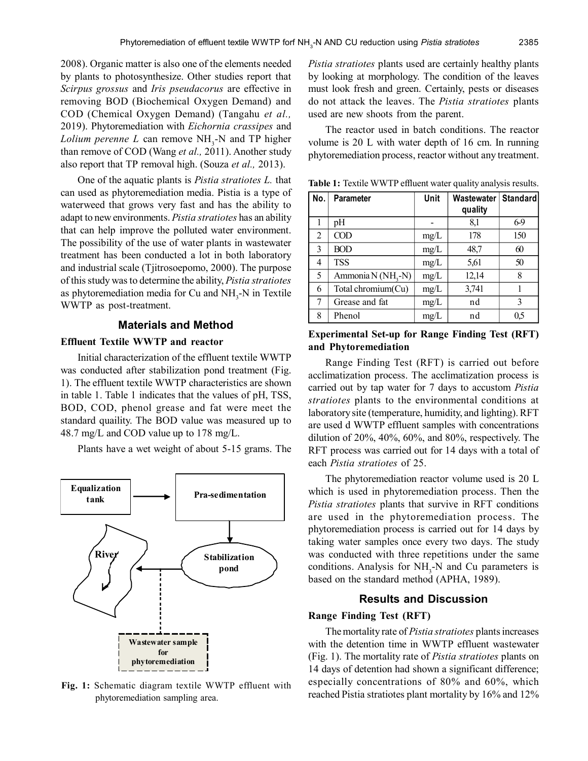2008). Organic matter is also one of the elements needed by plants to photosynthesize. Other studies report that *Scirpus grossus* and *Iris pseudacorus* are effective in removing BOD (Biochemical Oxygen Demand) and COD (Chemical Oxygen Demand) (Tangahu *et al.,* 2019). Phytoremediation with *Eichornia crassipes* and *Lolium perenne L* can remove $NH_3$-N and TP higher than remove of COD (Wang *et al.,* 2011). Another study also report that TP removal high. (Souza *et al.,* 2013).

One of the aquatic plants is *Pistia stratiotes L.* that can used as phytoremediation media. Pistia is a type of waterweed that grows very fast and has the ability to adapt to new environments. *Pistia stratiotes* has an ability that can help improve the polluted water environment. The possibility of the use of water plants in wastewater treatment has been conducted a lot in both laboratory and industrial scale (Tjitrosoepomo, 2000). The purpose of this study was to determine the ability, *Pistia stratiotes* as phytoremediation media for Cu and $NH_3$-N in Textile WWTP as post-treatment.

## Materials and Method

### Effluent Textile WWTP and reactor

Initial characterization of the effluent textile WWTP was conducted after stabilization pond treatment (Fig. 1). The effluent textile WWTP characteristics are shown in table 1. Table 1 indicates that the values of pH, TSS, BOD, COD, phenol grease and fat were meet the standard quaility. The BOD value was measured up to 48.7 mg/L and COD value up to 178 mg/L.

Plants have a wet weight of about 5-15 grams. The *Pistia stratiotes* plants used are certainly healthy plants by looking at morphology. The condition of the leaves must look fresh and green. Certainly, pests or diseases do not attack the leaves. The *Pistia stratiotes* plants used are new shoots from the parent.

Equalization tank → Pra-sedimentation → Stabilization pond → River; Wastewater sample for phytoremediation

**Fig. 1:** Schematic diagram textile WWTP effluent with phytoremediation sampling area.

The reactor used in batch conditions. The reactor volume is 20 L with water depth of 16 cm. In running phytoremediation process, reactor without any treatment.

**Table 1:** Textile WWTP effluent water quality analysis results.

| No. | Parameter | Unit | Wastewater quality | Standard |
|---|---|---|---|---|
| 1 | pH | - | 8,1 | 6-9 |
| 2 | COD | mg/L | 178 | 150 |
| 3 | BOD | mg/L | 48,7 | 60 |
| 4 | TSS | mg/L | 5,61 | 50 |
| 5 | Ammonia N ($NH_3$-N) | mg/L | 12,14 | 8 |
| 6 | Total chromium(Cu) | mg/L | 3,741 | 1 |
| 7 | Grease and fat | mg/L | nd | 3 |
| 8 | Phenol | mg/L | nd | 0,5 |

### Experimental Set-up for Range Finding Test (RFT) and Phytoremediation

Range Finding Test (RFT) is carried out before acclimatization process. The acclimatization process is carried out by tap water for 7 days to accustom *Pistia stratiotes* plants to the environmental conditions at laboratory site (temperature, humidity, and lighting). RFT are used d WWTP effluent samples with concentrations dilution of 20%, 40%, 60%, and 80%, respectively. The RFT process was carried out for 14 days with a total of each *Pistia stratiotes* of 25.

The phytoremediation reactor volume used is 20 L which is used in phytoremediation process. Then the *Pistia stratiotes* plants that survive in RFT conditions are used in the phytoremediation process. The phytoremediation process is carried out for 14 days by taking water samples once every two days. The study was conducted with three repetitions under the same conditions. Analysis for $NH_3$-N and Cu parameters is based on the standard method (APHA, 1989).

## Results and Discussion

### Range Finding Test (RFT)

The mortality rate of *Pistia stratiotes* plants increases with the detention time in WWTP effluent wastewater (Fig. 1). The mortality rate of *Pistia stratiotes* plants on 14 days of detention had shown a significant difference; especially concentrations of 80% and 60%, which reached Pistia stratiotes plant mortality by 16% and 12%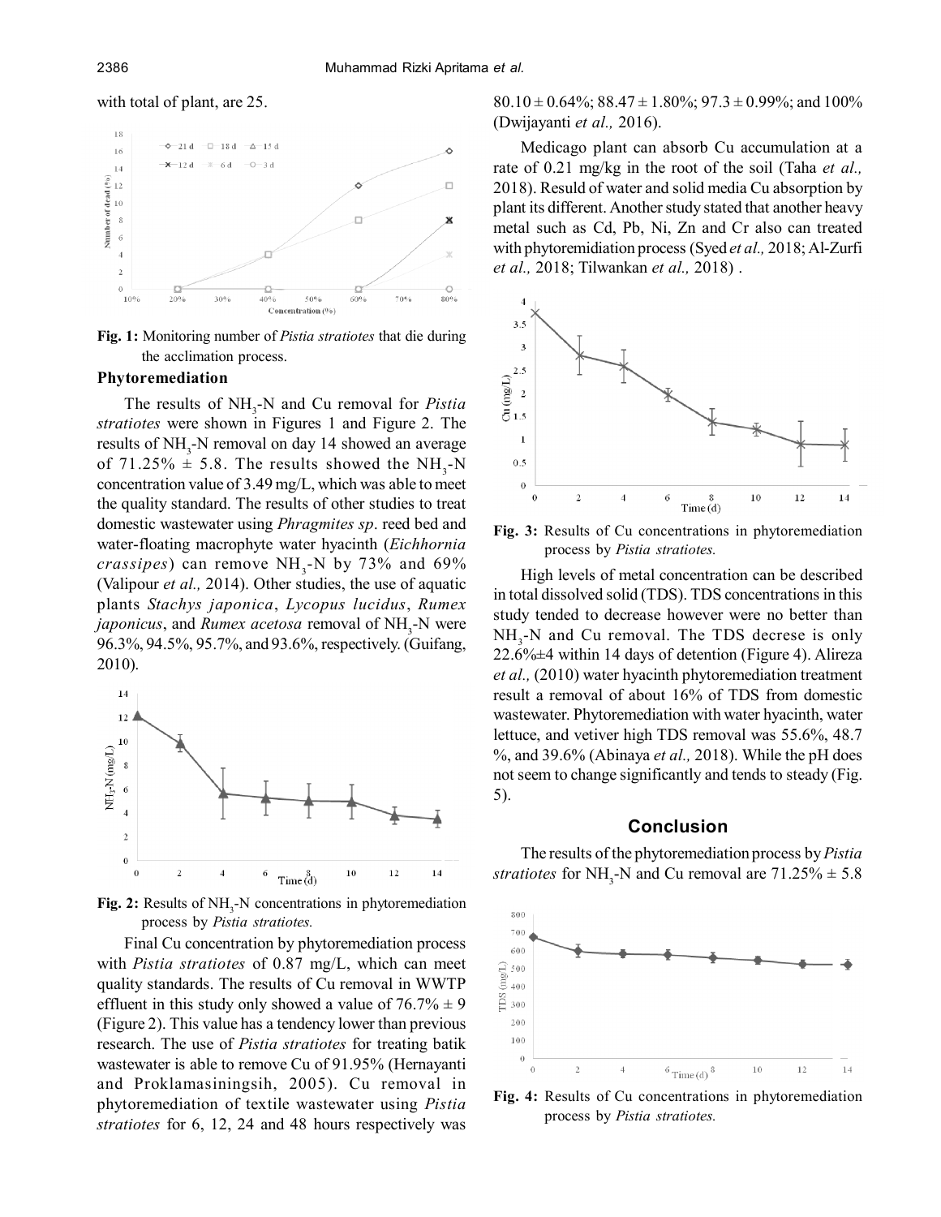with total of plant, are 25.

Fig. 1: Monitoring number of *Pistia stratiotes* that die during the acclimation process.

### Phytoremediation

The results of $NH_3$-N and Cu removal for *Pistia stratiotes* were shown in Figures 1 and Figure 2. The results of $NH_3$-N removal on day 14 showed an average of 71.25% ± 5.8. The results showed the $NH_3$-N concentration value of 3.49 mg/L, which was able to meet the quality standard. The results of other studies to treat domestic wastewater using *Phragmites sp*. reed bed and water-floating macrophyte water hyacinth (*Eichhornia crassipes*) can remove $NH_3$-N by 73% and 69% (Valipour *et al.,* 2014). Other studies, the use of aquatic plants *Stachys japonica*, *Lycopus lucidus*, *Rumex japonicus*, and *Rumex acetosa* removal of $NH_3$-N were 96.3%, 94.5%, 95.7%, and 93.6%, respectively. (Guifang, 2010).

Fig. 2: Results of $NH_3$-N concentrations in phytoremediation process by *Pistia stratiotes.*

Final Cu concentration by phytoremediation process with *Pistia stratiotes* of 0.87 mg/L, which can meet quality standards. The results of Cu removal in WWTP effluent in this study only showed a value of 76.7% ± 9 (Figure 2). This value has a tendency lower than previous research. The use of *Pistia stratiotes* for treating batik wastewater is able to remove Cu of 91.95% (Hernayanti and Proklamasiningsih, 2005). Cu removal in phytoremediation of textile wastewater using *Pistia stratiotes* for 6, 12, 24 and 48 hours respectively was 80.10 ± 0.64%; 88.47 ± 1.80%; 97.3 ± 0.99%; and 100% (Dwijayanti *et al.,* 2016).

Medicago plant can absorb Cu accumulation at a rate of 0.21 mg/kg in the root of the soil (Taha *et al.,* 2018). Resuld of water and solid media Cu absorption by plant its different. Another study stated that another heavy metal such as Cd, Pb, Ni, Zn and Cr also can treated with phytoremidiation process (Syed *et al.,* 2018; Al-Zurfi *et al.,* 2018; Tilwankan *et al.,* 2018) .

Fig. 3: Results of Cu concentrations in phytoremediation process by *Pistia stratiotes.*

High levels of metal concentration can be described in total dissolved solid (TDS). TDS concentrations in this study tended to decrease however were no better than $NH_3$-N and Cu removal. The TDS decrese is only 22.6%±4 within 14 days of detention (Figure 4). Alireza *et al.,* (2010) water hyacinth phytoremediation treatment result a removal of about 16% of TDS from domestic wastewater. Phytoremediation with water hyacinth, water lettuce, and vetiver high TDS removal was 55.6%, 48.7 %, and 39.6% (Abinaya *et al.,* 2018). While the pH does not seem to change significantly and tends to steady (Fig. 5).

## Conclusion

The results of the phytoremediation process by *Pistia stratiotes* for $NH_3$-N and Cu removal are 71.25% ± 5.8

Fig. 4: Results of Cu concentrations in phytoremediation process by *Pistia stratiotes.*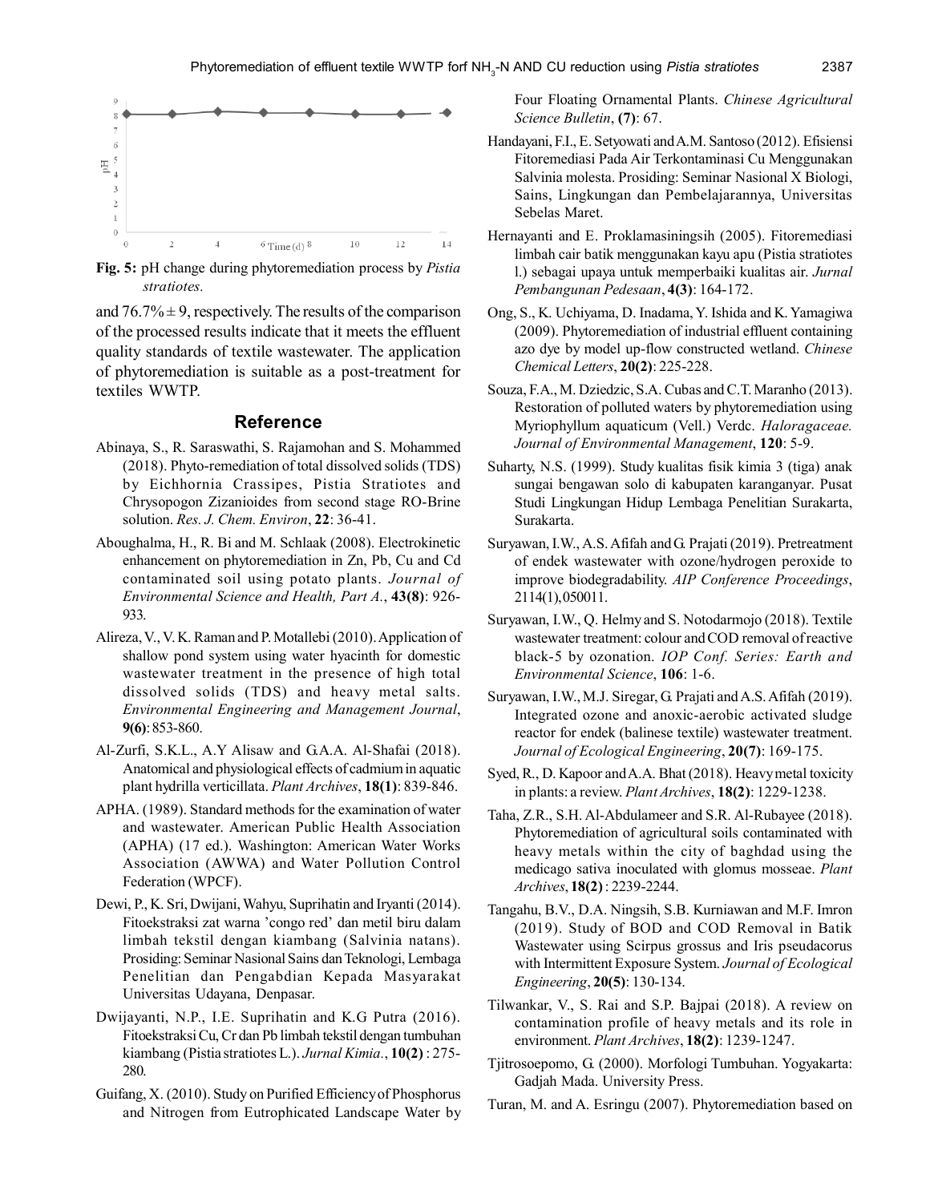**Fig. 5:** pH change during phytoremediation process by *Pistia stratiotes.*

and 76.7% ± 9, respectively. The results of the comparison of the processed results indicate that it meets the effluent quality standards of textile wastewater. The application of phytoremediation is suitable as a post-treatment for textiles WWTP.

## Reference

Abinaya, S., R. Saraswathi, S. Rajamohan and S. Mohammed (2018). Phyto-remediation of total dissolved solids (TDS) by Eichhornia Crassipes, Pistia Stratiotes and Chrysopogon Zizanioides from second stage RO-Brine solution. *Res. J. Chem. Environ*, **22**: 36-41.

Aboughalma, H., R. Bi and M. Schlaak (2008). Electrokinetic enhancement on phytoremediation in Zn, Pb, Cu and Cd contaminated soil using potato plants. *Journal of Environmental Science and Health, Part A.*, **43(8)**: 926-933.

Alireza, V., V. K. Raman and P. Motallebi (2010). Application of shallow pond system using water hyacinth for domestic wastewater treatment in the presence of high total dissolved solids (TDS) and heavy metal salts. *Environmental Engineering and Management Journal*, **9(6)**: 853-860.

Al-Zurfi, S.K.L., A.Y Alisaw and G.A.A. Al-Shafai (2018). Anatomical and physiological effects of cadmium in aquatic plant hydrilla verticillata. *Plant Archives*, **18(1)**: 839-846.

APHA. (1989). Standard methods for the examination of water and wastewater. American Public Health Association (APHA) (17 ed.). Washington: American Water Works Association (AWWA) and Water Pollution Control Federation (WPCF).

Dewi, P., K. Sri, Dwijani, Wahyu, Suprihatin and Iryanti (2014). Fitoekstraksi zat warna 'congo red' dan metil biru dalam limbah tekstil dengan kiambang (Salvinia natans). Prosiding: Seminar Nasional Sains dan Teknologi, Lembaga Penelitian dan Pengabdian Kepada Masyarakat Universitas Udayana, Denpasar.

Dwijayanti, N.P., I.E. Suprihatin and K.G Putra (2016). Fitoekstraksi Cu, Cr dan Pb limbah tekstil dengan tumbuhan kiambang (Pistia stratiotes L.). *Jurnal Kimia.*, **10(2)** : 275-280.

Guifang, X. (2010). Study on Purified Efficiency of Phosphorus and Nitrogen from Eutrophicated Landscape Water by Four Floating Ornamental Plants. *Chinese Agricultural Science Bulletin*, **(7)**: 67.

Handayani, F.I., E. Setyowati and A.M. Santoso (2012). Efisiensi Fitoremediasi Pada Air Terkontaminasi Cu Menggunakan Salvinia molesta. Prosiding: Seminar Nasional X Biologi, Sains, Lingkungan dan Pembelajarannya, Universitas Sebelas Maret.

Hernayanti and E. Proklamasiningsih (2005). Fitoremediasi limbah cair batik menggunakan kayu apu (Pistia stratiotes l.) sebagai upaya untuk memperbaiki kualitas air. *Jurnal Pembangunan Pedesaan*, **4(3)**: 164-172.

Ong, S., K. Uchiyama, D. Inadama, Y. Ishida and K. Yamagiwa (2009). Phytoremediation of industrial effluent containing azo dye by model up-flow constructed wetland. *Chinese Chemical Letters*, **20(2)**: 225-228.

Souza, F.A., M. Dziedzic, S.A. Cubas and C.T. Maranho (2013). Restoration of polluted waters by phytoremediation using Myriophyllum aquaticum (Vell.) Verdc. *Haloragaceae. Journal of Environmental Management*, **120**: 5-9.

Suharty, N.S. (1999). Study kualitas fisik kimia 3 (tiga) anak sungai bengawan solo di kabupaten karanganyar. Pusat Studi Lingkungan Hidup Lembaga Penelitian Surakarta, Surakarta.

Suryawan, I.W., A.S. Afifah and G. Prajati (2019). Pretreatment of endek wastewater with ozone/hydrogen peroxide to improve biodegradability. *AIP Conference Proceedings*, 2114(1),050011.

Suryawan, I.W., Q. Helmy and S. Notodarmojo (2018). Textile wastewater treatment: colour and COD removal of reactive black-5 by ozonation. *IOP Conf. Series: Earth and Environmental Science*, **106**: 1-6.

Suryawan, I.W., M.J. Siregar, G. Prajati and A.S. Afifah (2019). Integrated ozone and anoxic-aerobic activated sludge reactor for endek (balinese textile) wastewater treatment. *Journal of Ecological Engineering*, **20(7)**: 169-175.

Syed, R., D. Kapoor and A.A. Bhat (2018). Heavy metal toxicity in plants: a review. *Plant Archives*, **18(2)**: 1229-1238.

Taha, Z.R., S.H. Al-Abdulameer and S.R. Al-Rubayee (2018). Phytoremediation of agricultural soils contaminated with heavy metals within the city of baghdad using the medicago sativa inoculated with glomus mosseae. *Plant Archives*, **18(2)** : 2239-2244.

Tangahu, B.V., D.A. Ningsih, S.B. Kurniawan and M.F. Imron (2019). Study of BOD and COD Removal in Batik Wastewater using Scirpus grossus and Iris pseudacorus with Intermittent Exposure System. *Journal of Ecological Engineering*, **20(5)**: 130-134.

Tilwankar, V., S. Rai and S.P. Bajpai (2018). A review on contamination profile of heavy metals and its role in environment. *Plant Archives*, **18(2)**: 1239-1247.

Tjitrosoepomo, G. (2000). Morfologi Tumbuhan. Yogyakarta: Gadjah Mada. University Press.

Turan, M. and A. Esringu (2007). Phytoremediation based on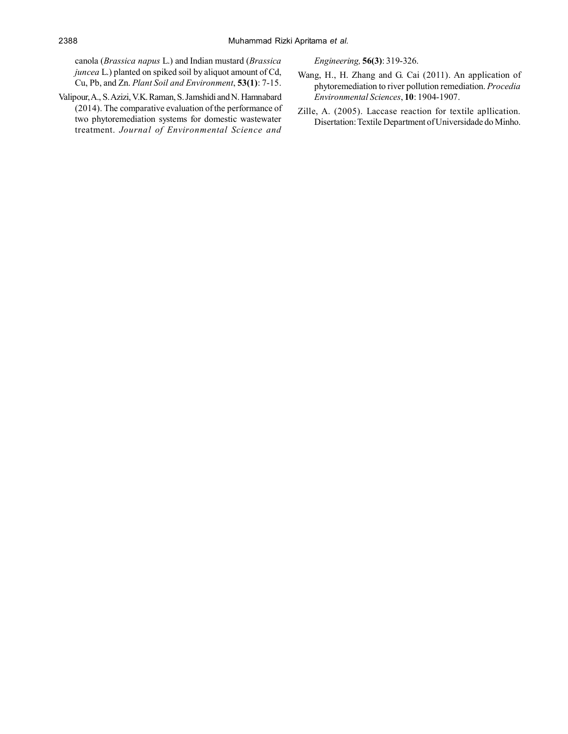canola (*Brassica napus* L.) and Indian mustard (*Brassica juncea* L.) planted on spiked soil by aliquot amount of Cd, Cu, Pb, and Zn. *Plant Soil and Environment*, **53(1)**: 7-15.

Valipour, A., S. Azizi, V.K. Raman, S. Jamshidi and N. Hamnabard (2014). The comparative evaluation of the performance of two phytoremediation systems for domestic wastewater treatment. *Journal of Environmental Science and Engineering,* **56(3)**: 319-326.

Wang, H., H. Zhang and G. Cai (2011). An application of phytoremediation to river pollution remediation. *Procedia Environmental Sciences*, **10**: 1904-1907.

Zille, A. (2005). Laccase reaction for textile apllication. Disertation: Textile Department of Universidade do Minho.